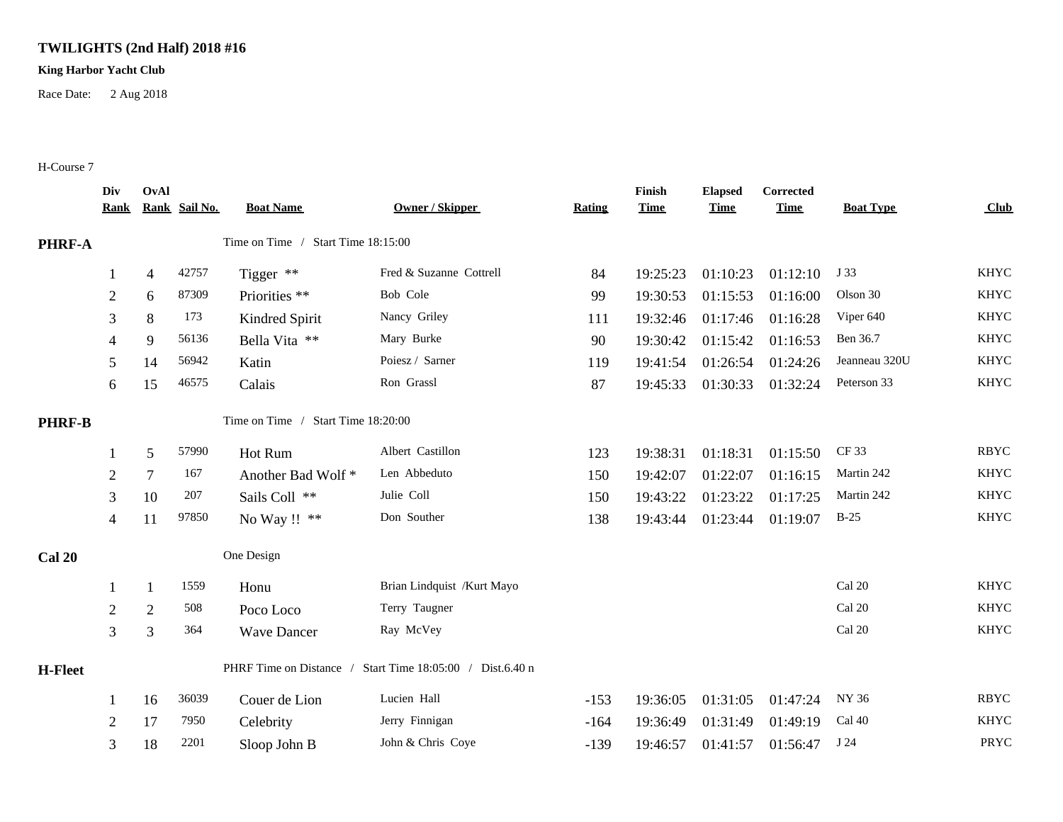**TWILIGHTS (2nd Half) 2018 #16**

**King Harbor Yacht Club**

Race Date: 2 Aug 2018

H-Course 7

| | Div Rank | OvAl Rank | Sail No. | Boat Name | Owner / Skipper | Rating | Finish Time | Elapsed Time | Corrected Time | Boat Type | Club |
|---|---|---|---|---|---|---|---|---|---|---|---|
| **PHRF-A** | | | | Time on Time / Start Time 18:15:00 | | | | | | | |
| | 1 | 4 | 42757 | Tigger ** | Fred & Suzanne Cottrell | 84 | 19:25:23 | 01:10:23 | 01:12:10 | J 33 | KHYC |
| | 2 | 6 | 87309 | Priorities ** | Bob Cole | 99 | 19:30:53 | 01:15:53 | 01:16:00 | Olson 30 | KHYC |
| | 3 | 8 | 173 | Kindred Spirit | Nancy Griley | 111 | 19:32:46 | 01:17:46 | 01:16:28 | Viper 640 | KHYC |
| | 4 | 9 | 56136 | Bella Vita ** | Mary Burke | 90 | 19:30:42 | 01:15:42 | 01:16:53 | Ben 36.7 | KHYC |
| | 5 | 14 | 56942 | Katin | Poiesz / Sarner | 119 | 19:41:54 | 01:26:54 | 01:24:26 | Jeanneau 320U | KHYC |
| | 6 | 15 | 46575 | Calais | Ron Grassl | 87 | 19:45:33 | 01:30:33 | 01:32:24 | Peterson 33 | KHYC |
| **PHRF-B** | | | | Time on Time / Start Time 18:20:00 | | | | | | | |
| | 1 | 5 | 57990 | Hot Rum | Albert Castillon | 123 | 19:38:31 | 01:18:31 | 01:15:50 | CF 33 | RBYC |
| | 2 | 7 | 167 | Another Bad Wolf * | Len Abbeduto | 150 | 19:42:07 | 01:22:07 | 01:16:15 | Martin 242 | KHYC |
| | 3 | 10 | 207 | Sails Coll ** | Julie Coll | 150 | 19:43:22 | 01:23:22 | 01:17:25 | Martin 242 | KHYC |
| | 4 | 11 | 97850 | No Way !! ** | Don Souther | 138 | 19:43:44 | 01:23:44 | 01:19:07 | B-25 | KHYC |
| **Cal 20** | | | | One Design | | | | | | | |
| | 1 | 1 | 1559 | Honu | Brian Lindquist /Kurt Mayo | | | | | Cal 20 | KHYC |
| | 2 | 2 | 508 | Poco Loco | Terry Taugner | | | | | Cal 20 | KHYC |
| | 3 | 3 | 364 | Wave Dancer | Ray McVey | | | | | Cal 20 | KHYC |
| **H-Fleet** | | | | PHRF Time on Distance / Start Time 18:05:00 / Dist.6.40 n | | | | | | | |
| | 1 | 16 | 36039 | Couer de Lion | Lucien Hall | -153 | 19:36:05 | 01:31:05 | 01:47:24 | NY 36 | RBYC |
| | 2 | 17 | 7950 | Celebrity | Jerry Finnigan | -164 | 19:36:49 | 01:31:49 | 01:49:19 | Cal 40 | KHYC |
| | 3 | 18 | 2201 | Sloop John B | John & Chris Coye | -139 | 19:46:57 | 01:41:57 | 01:56:47 | J 24 | PRYC |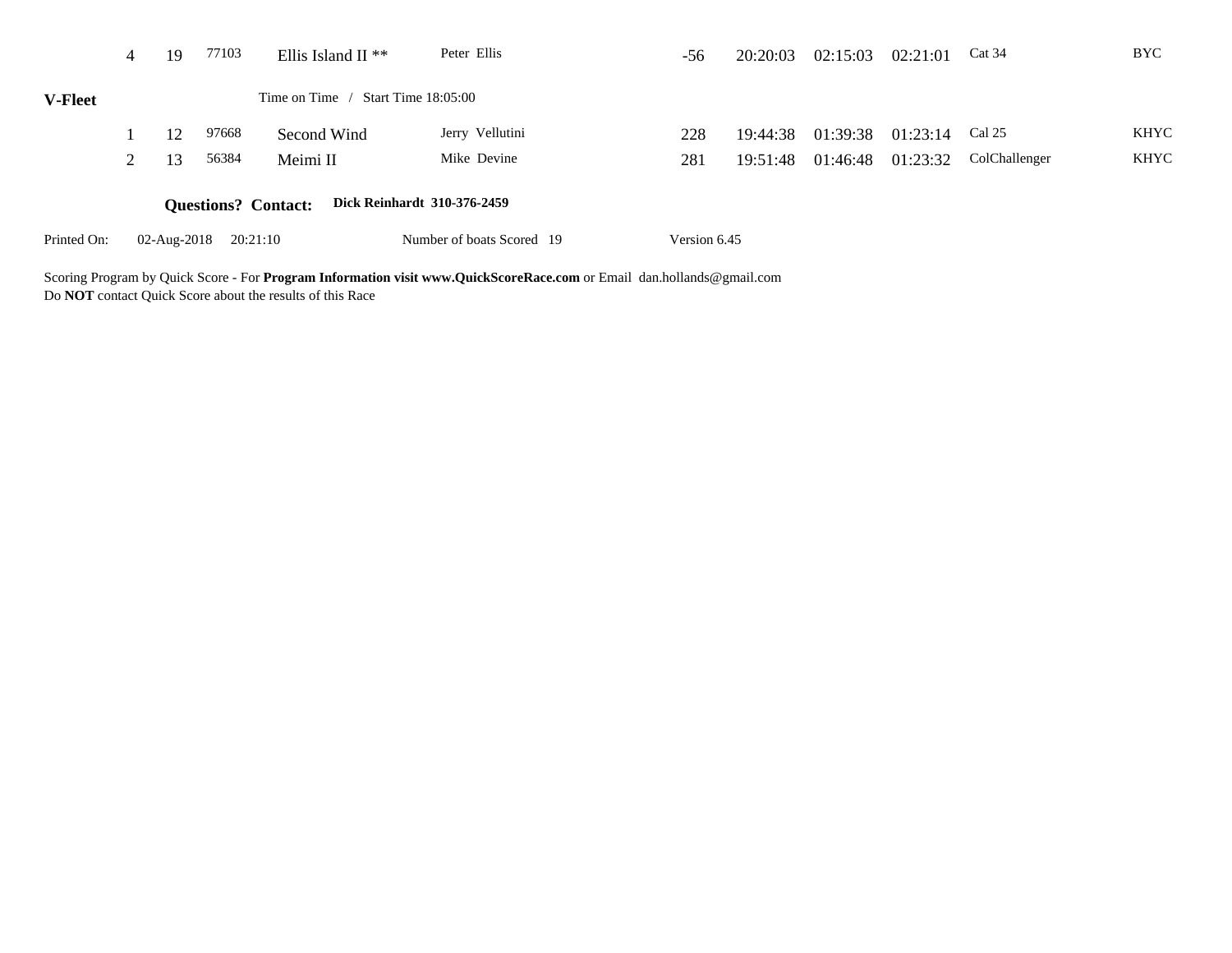| | | | | | | | | | | | |
|---|---|---|---|---|---|---|---|---|---|---|---|
| | 4 | 19 | 77103 | Ellis Island II ** | Peter Ellis | -56 | 20:20:03 | 02:15:03 | 02:21:01 | Cat 34 | BYC |

**V-Fleet** Time on Time / Start Time 18:05:00

| | | | | | | | | | | | |
|---|---|---|---|---|---|---|---|---|---|---|---|
| | 1 | 12 | 97668 | Second Wind | Jerry Vellutini | 228 | 19:44:38 | 01:39:38 | 01:23:14 | Cal 25 | KHYC |
| | 2 | 13 | 56384 | Meimi II | Mike Devine | 281 | 19:51:48 | 01:46:48 | 01:23:32 | ColChallenger | KHYC |

**Questions? Contact:** **Dick Reinhardt 310-376-2459**

Printed On: 02-Aug-2018 20:21:10 Number of boats Scored 19 Version 6.45

Scoring Program by Quick Score - For **Program Information visit www.QuickScoreRace.com** or Email dan.hollands@gmail.com
Do **NOT** contact Quick Score about the results of this Race